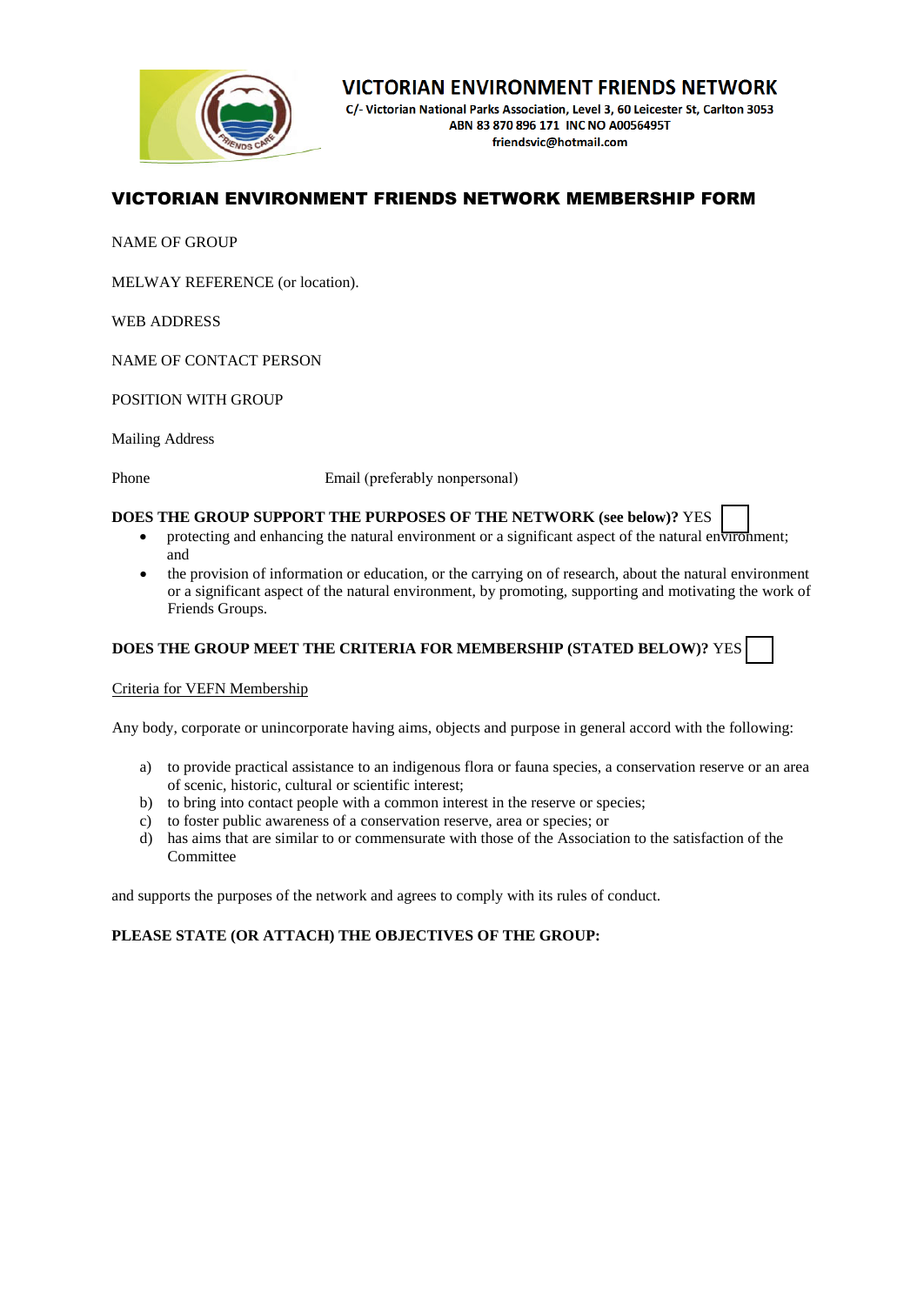# VICTORIAN ENVIRONMENT FRIENDS NETWORK

C/- Victorian National Parks Association, Level 3, 60 Leicester St, Carlton 3053
ABN 83 870 896 171 INC NO A0056495T
friendsvic@hotmail.com

## VICTORIAN ENVIRONMENT FRIENDS NETWORK MEMBERSHIP FORM

NAME OF GROUP

MELWAY REFERENCE (or location).

WEB ADDRESS

NAME OF CONTACT PERSON

POSITION WITH GROUP

Mailing Address

Phone Email (preferably nonpersonal)

**DOES THE GROUP SUPPORT THE PURPOSES OF THE NETWORK (see below)?** YES ☐

- protecting and enhancing the natural environment or a significant aspect of the natural environment; and
- the provision of information or education, or the carrying on of research, about the natural environment or a significant aspect of the natural environment, by promoting, supporting and motivating the work of Friends Groups.

**DOES THE GROUP MEET THE CRITERIA FOR MEMBERSHIP (STATED BELOW)?** YES ☐

Criteria for VEFN Membership

Any body, corporate or unincorporate having aims, objects and purpose in general accord with the following:

a) to provide practical assistance to an indigenous flora or fauna species, a conservation reserve or an area of scenic, historic, cultural or scientific interest;
b) to bring into contact people with a common interest in the reserve or species;
c) to foster public awareness of a conservation reserve, area or species; or
d) has aims that are similar to or commensurate with those of the Association to the satisfaction of the Committee

and supports the purposes of the network and agrees to comply with its rules of conduct.

**PLEASE STATE (OR ATTACH) THE OBJECTIVES OF THE GROUP:**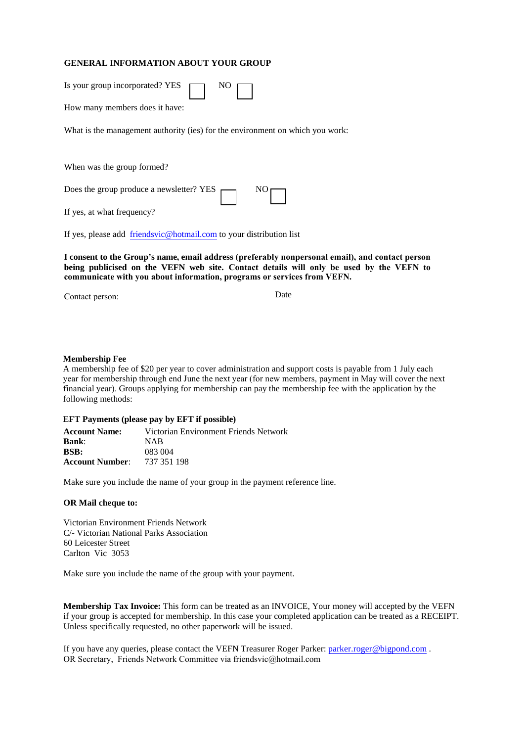## GENERAL INFORMATION ABOUT YOUR GROUP

Is your group incorporated? YES ☐ NO ☐

How many members does it have:

What is the management authority (ies) for the environment on which you work:

When was the group formed?

Does the group produce a newsletter? YES ☐ NO ☐

If yes, at what frequency?

If yes, please add friendsvic@hotmail.com to your distribution list

**I consent to the Group's name, email address (preferably nonpersonal email), and contact person being publicised on the VEFN web site. Contact details will only be used by the VEFN to communicate with you about information, programs or services from VEFN.**

Contact person: Date

**Membership Fee**

A membership fee of $20 per year to cover administration and support costs is payable from 1 July each year for membership through end June the next year (for new members, payment in May will cover the next financial year). Groups applying for membership can pay the membership fee with the application by the following methods:

**EFT Payments (please pay by EFT if possible)**

| | |
|---|---|
| **Account Name:** | Victorian Environment Friends Network |
| **Bank**: | NAB |
| **BSB:** | 083 004 |
| **Account Number**: | 737 351 198 |

Make sure you include the name of your group in the payment reference line.

**OR Mail cheque to:**

Victorian Environment Friends Network
C/- Victorian National Parks Association
60 Leicester Street
Carlton Vic 3053

Make sure you include the name of the group with your payment.

**Membership Tax Invoice:** This form can be treated as an INVOICE, Your money will accepted by the VEFN if your group is accepted for membership. In this case your completed application can be treated as a RECEIPT. Unless specifically requested, no other paperwork will be issued.

If you have any queries, please contact the VEFN Treasurer Roger Parker: parker.roger@bigpond.com .
OR Secretary, Friends Network Committee via friendsvic@hotmail.com